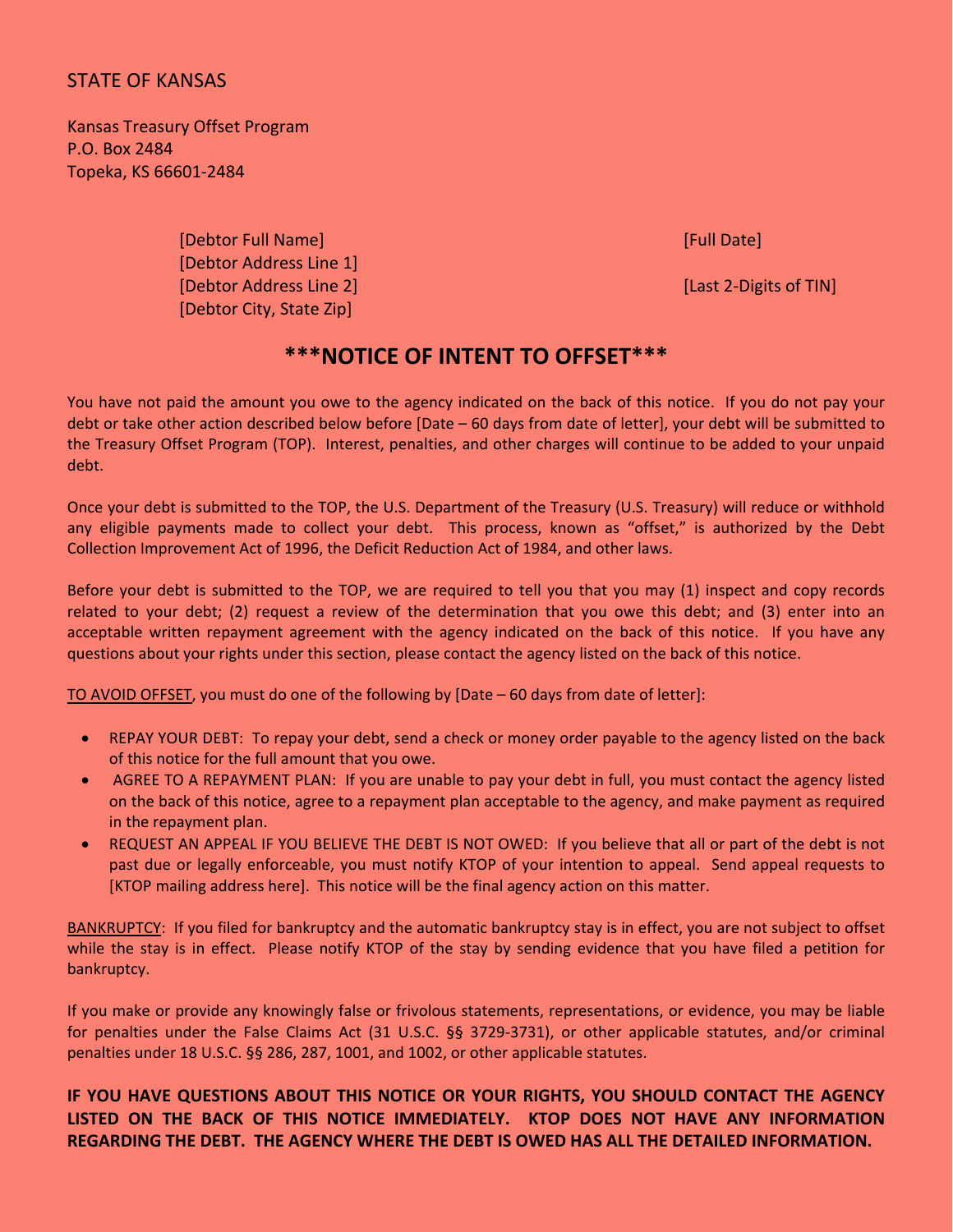STATE OF KANSAS

Kansas Treasury Offset Program
P.O. Box 2484
Topeka, KS 66601-2484

[Debtor Full Name]
[Debtor Address Line 1]
[Debtor Address Line 2]
[Debtor City, State Zip]

[Full Date]

[Last 2-Digits of TIN]

# ***NOTICE OF INTENT TO OFFSET***

You have not paid the amount you owe to the agency indicated on the back of this notice. If you do not pay your debt or take other action described below before [Date – 60 days from date of letter], your debt will be submitted to the Treasury Offset Program (TOP). Interest, penalties, and other charges will continue to be added to your unpaid debt.

Once your debt is submitted to the TOP, the U.S. Department of the Treasury (U.S. Treasury) will reduce or withhold any eligible payments made to collect your debt. This process, known as "offset," is authorized by the Debt Collection Improvement Act of 1996, the Deficit Reduction Act of 1984, and other laws.

Before your debt is submitted to the TOP, we are required to tell you that you may (1) inspect and copy records related to your debt; (2) request a review of the determination that you owe this debt; and (3) enter into an acceptable written repayment agreement with the agency indicated on the back of this notice. If you have any questions about your rights under this section, please contact the agency listed on the back of this notice.

<u>TO AVOID OFFSET</u>, you must do one of the following by [Date – 60 days from date of letter]:

- REPAY YOUR DEBT: To repay your debt, send a check or money order payable to the agency listed on the back of this notice for the full amount that you owe.
- AGREE TO A REPAYMENT PLAN: If you are unable to pay your debt in full, you must contact the agency listed on the back of this notice, agree to a repayment plan acceptable to the agency, and make payment as required in the repayment plan.
- REQUEST AN APPEAL IF YOU BELIEVE THE DEBT IS NOT OWED: If you believe that all or part of the debt is not past due or legally enforceable, you must notify KTOP of your intention to appeal. Send appeal requests to [KTOP mailing address here]. This notice will be the final agency action on this matter.

<u>BANKRUPTCY</u>: If you filed for bankruptcy and the automatic bankruptcy stay is in effect, you are not subject to offset while the stay is in effect. Please notify KTOP of the stay by sending evidence that you have filed a petition for bankruptcy.

If you make or provide any knowingly false or frivolous statements, representations, or evidence, you may be liable for penalties under the False Claims Act (31 U.S.C. §§ 3729-3731), or other applicable statutes, and/or criminal penalties under 18 U.S.C. §§ 286, 287, 1001, and 1002, or other applicable statutes.

**IF YOU HAVE QUESTIONS ABOUT THIS NOTICE OR YOUR RIGHTS, YOU SHOULD CONTACT THE AGENCY LISTED ON THE BACK OF THIS NOTICE IMMEDIATELY. KTOP DOES NOT HAVE ANY INFORMATION REGARDING THE DEBT. THE AGENCY WHERE THE DEBT IS OWED HAS ALL THE DETAILED INFORMATION.**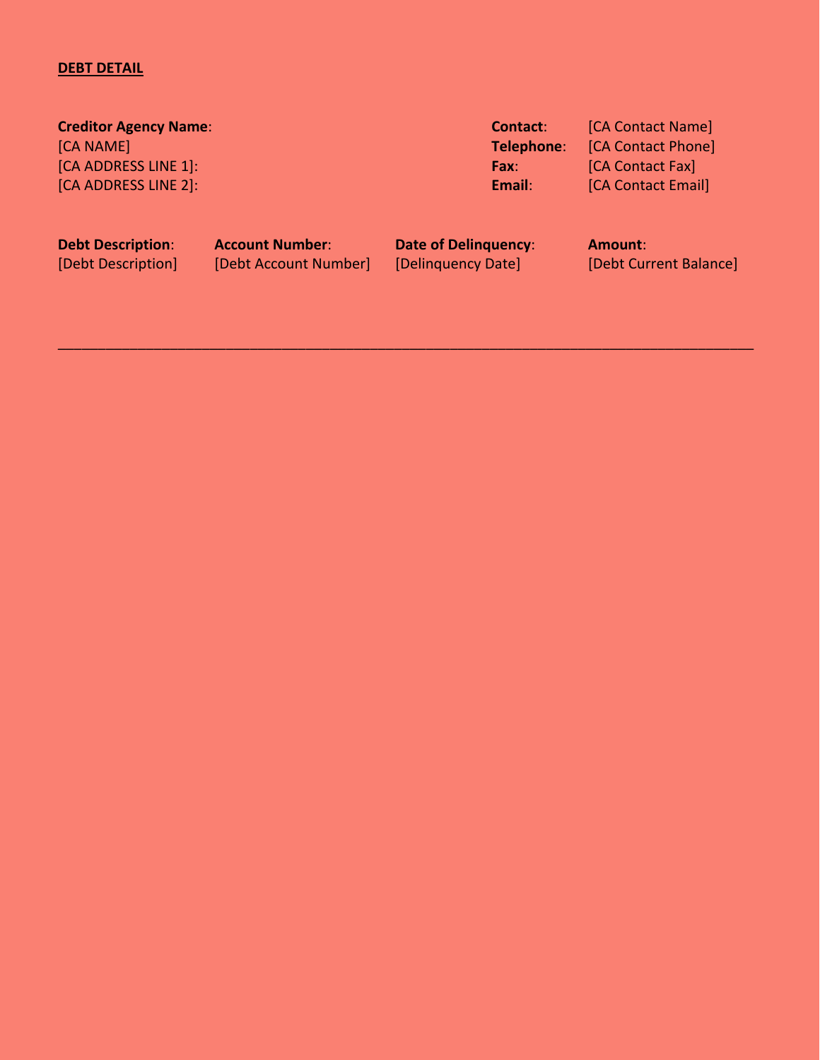**<u>DEBT DETAIL</u>**

**Creditor Agency Name**:
[CA NAME]
[CA ADDRESS LINE 1]:
[CA ADDRESS LINE 2]:

**Contact**: [CA Contact Name]
**Telephone**: [CA Contact Phone]
**Fax**: [CA Contact Fax]
**Email**: [CA Contact Email]

| **Debt Description**: | **Account Number**: | **Date of Delinquency**: | **Amount**: |
|---|---|---|---|
| [Debt Description] | [Debt Account Number] | [Delinquency Date] | [Debt Current Balance] |

---